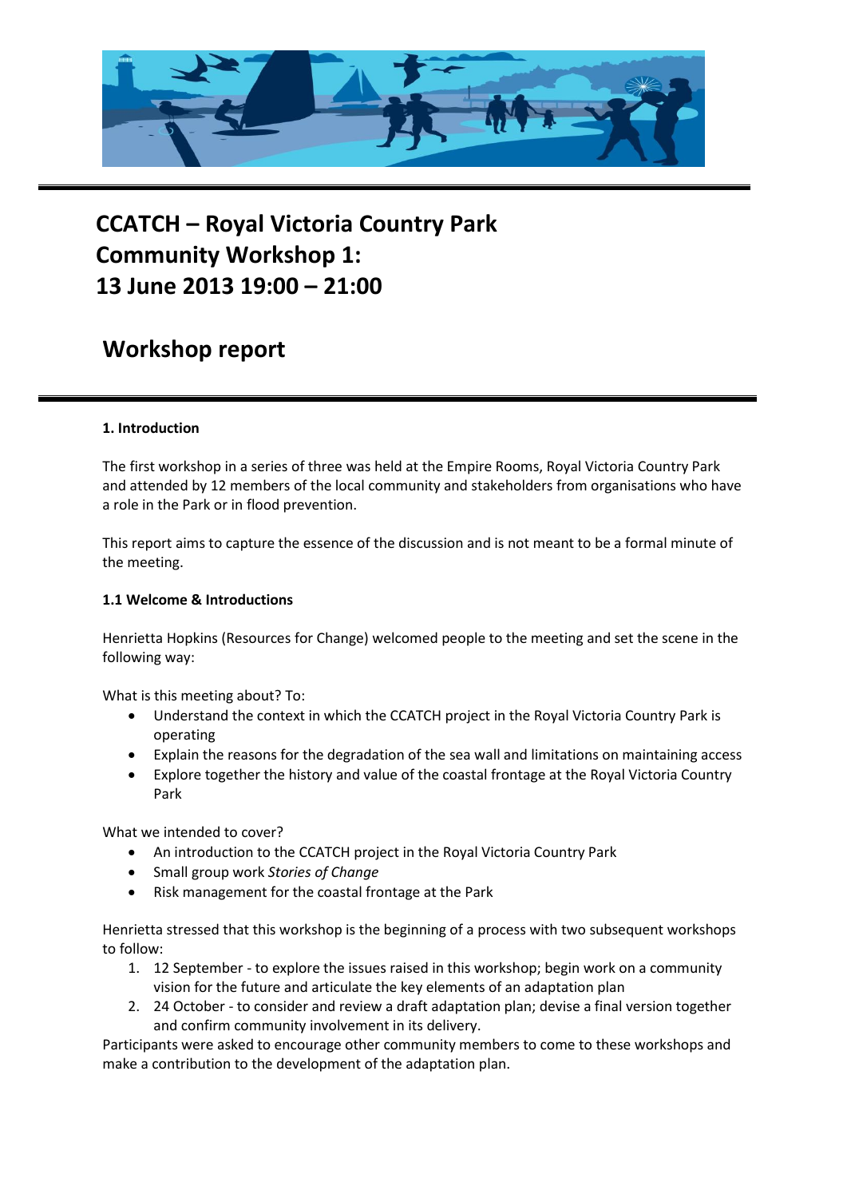# CCATCH – Royal Victoria Country Park
# Community Workshop 1:
# 13 June 2013 19:00 – 21:00

## Workshop report

### 1. Introduction

The first workshop in a series of three was held at the Empire Rooms, Royal Victoria Country Park and attended by 12 members of the local community and stakeholders from organisations who have a role in the Park or in flood prevention.

This report aims to capture the essence of the discussion and is not meant to be a formal minute of the meeting.

### 1.1 Welcome & Introductions

Henrietta Hopkins (Resources for Change) welcomed people to the meeting and set the scene in the following way:

What is this meeting about? To:

- Understand the context in which the CCATCH project in the Royal Victoria Country Park is operating
- Explain the reasons for the degradation of the sea wall and limitations on maintaining access
- Explore together the history and value of the coastal frontage at the Royal Victoria Country Park

What we intended to cover?

- An introduction to the CCATCH project in the Royal Victoria Country Park
- Small group work *Stories of Change*
- Risk management for the coastal frontage at the Park

Henrietta stressed that this workshop is the beginning of a process with two subsequent workshops to follow:

1. 12 September - to explore the issues raised in this workshop; begin work on a community vision for the future and articulate the key elements of an adaptation plan
2. 24 October - to consider and review a draft adaptation plan; devise a final version together and confirm community involvement in its delivery.

Participants were asked to encourage other community members to come to these workshops and make a contribution to the development of the adaptation plan.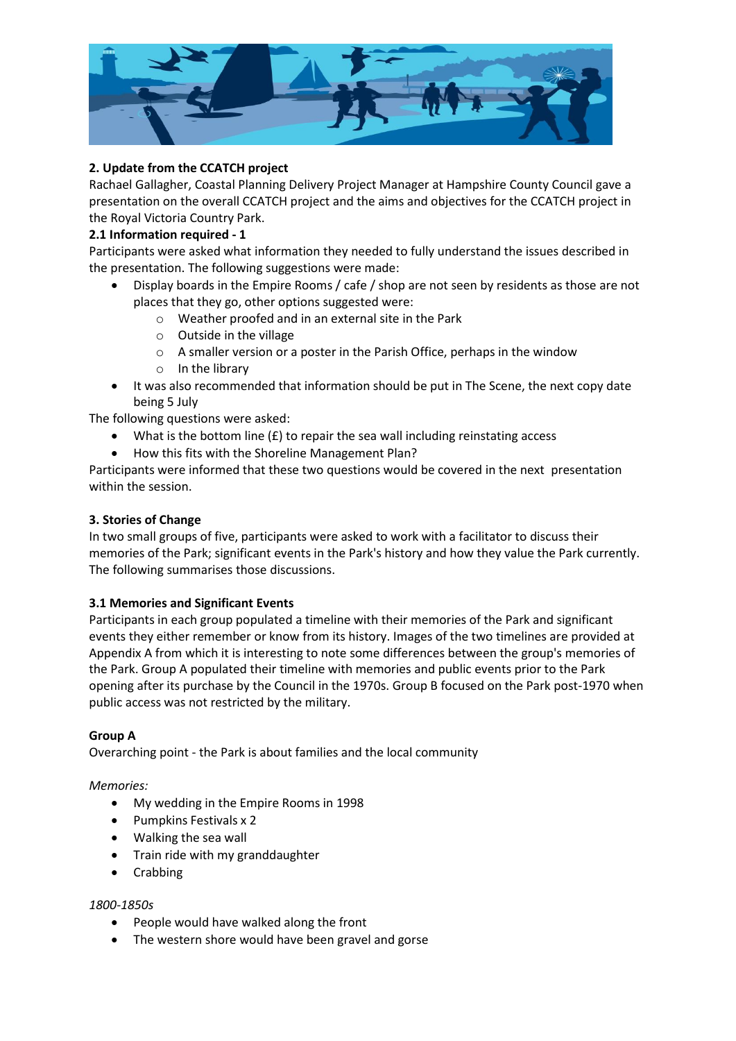## 2. Update from the CCATCH project

Rachael Gallagher, Coastal Planning Delivery Project Manager at Hampshire County Council gave a presentation on the overall CCATCH project and the aims and objectives for the CCATCH project in the Royal Victoria Country Park.

### 2.1 Information required - 1

Participants were asked what information they needed to fully understand the issues described in the presentation. The following suggestions were made:

- Display boards in the Empire Rooms / cafe / shop are not seen by residents as those are not places that they go, other options suggested were:
  - Weather proofed and in an external site in the Park
  - Outside in the village
  - A smaller version or a poster in the Parish Office, perhaps in the window
  - In the library
- It was also recommended that information should be put in The Scene, the next copy date being 5 July

The following questions were asked:

- What is the bottom line (£) to repair the sea wall including reinstating access
- How this fits with the Shoreline Management Plan?

Participants were informed that these two questions would be covered in the next presentation within the session.

## 3. Stories of Change

In two small groups of five, participants were asked to work with a facilitator to discuss their memories of the Park; significant events in the Park's history and how they value the Park currently. The following summarises those discussions.

### 3.1 Memories and Significant Events

Participants in each group populated a timeline with their memories of the Park and significant events they either remember or know from its history. Images of the two timelines are provided at Appendix A from which it is interesting to note some differences between the group's memories of the Park. Group A populated their timeline with memories and public events prior to the Park opening after its purchase by the Council in the 1970s. Group B focused on the Park post-1970 when public access was not restricted by the military.

**Group A**

Overarching point - the Park is about families and the local community

*Memories:*

- My wedding in the Empire Rooms in 1998
- Pumpkins Festivals x 2
- Walking the sea wall
- Train ride with my granddaughter
- Crabbing

*1800-1850s*

- People would have walked along the front
- The western shore would have been gravel and gorse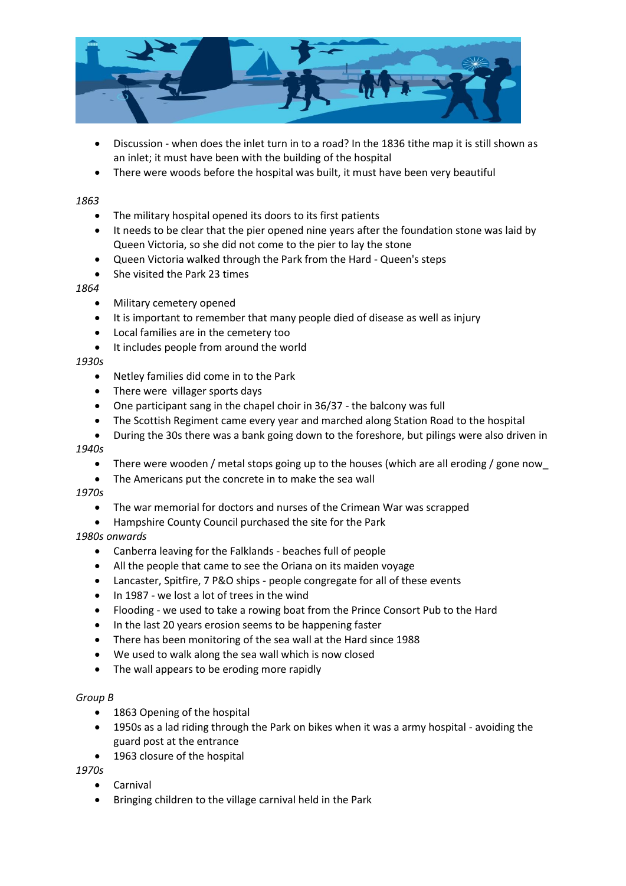- Discussion - when does the inlet turn in to a road? In the 1836 tithe map it is still shown as an inlet; it must have been with the building of the hospital
- There were woods before the hospital was built, it must have been very beautiful

*1863*

- The military hospital opened its doors to its first patients
- It needs to be clear that the pier opened nine years after the foundation stone was laid by Queen Victoria, so she did not come to the pier to lay the stone
- Queen Victoria walked through the Park from the Hard - Queen's steps
- She visited the Park 23 times

*1864*

- Military cemetery opened
- It is important to remember that many people died of disease as well as injury
- Local families are in the cemetery too
- It includes people from around the world

*1930s*

- Netley families did come in to the Park
- There were  villager sports days
- One participant sang in the chapel choir in 36/37 - the balcony was full
- The Scottish Regiment came every year and marched along Station Road to the hospital
- During the 30s there was a bank going down to the foreshore, but pilings were also driven in

*1940s*

- There were wooden / metal stops going up to the houses (which are all eroding / gone now_
- The Americans put the concrete in to make the sea wall

*1970s*

- The war memorial for doctors and nurses of the Crimean War was scrapped
- Hampshire County Council purchased the site for the Park

*1980s onwards*

- Canberra leaving for the Falklands - beaches full of people
- All the people that came to see the Oriana on its maiden voyage
- Lancaster, Spitfire, 7 P&O ships - people congregate for all of these events
- In 1987 - we lost a lot of trees in the wind
- Flooding - we used to take a rowing boat from the Prince Consort Pub to the Hard
- In the last 20 years erosion seems to be happening faster
- There has been monitoring of the sea wall at the Hard since 1988
- We used to walk along the sea wall which is now closed
- The wall appears to be eroding more rapidly

*Group B*

- 1863 Opening of the hospital
- 1950s as a lad riding through the Park on bikes when it was a army hospital - avoiding the guard post at the entrance
- 1963 closure of the hospital

*1970s*

- Carnival
- Bringing children to the village carnival held in the Park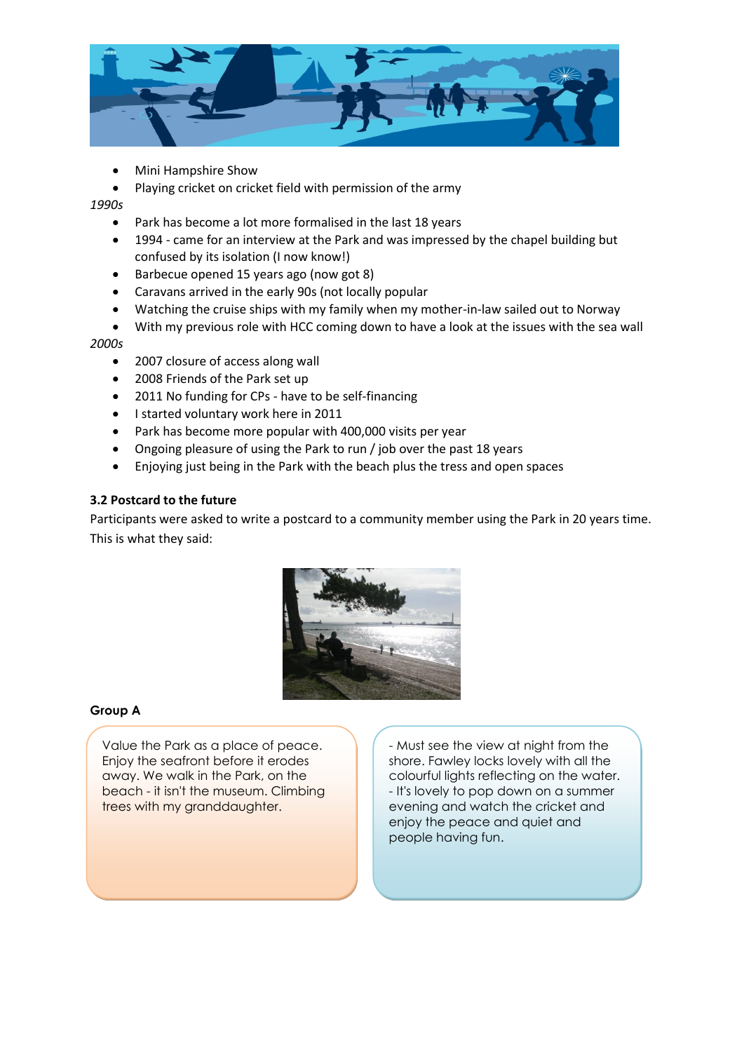- Mini Hampshire Show
- Playing cricket on cricket field with permission of the army

*1990s*

- Park has become a lot more formalised in the last 18 years
- 1994 - came for an interview at the Park and was impressed by the chapel building but confused by its isolation (I now know!)
- Barbecue opened 15 years ago (now got 8)
- Caravans arrived in the early 90s (not locally popular
- Watching the cruise ships with my family when my mother-in-law sailed out to Norway
- With my previous role with HCC coming down to have a look at the issues with the sea wall

*2000s*

- 2007 closure of access along wall
- 2008 Friends of the Park set up
- 2011 No funding for CPs - have to be self-financing
- I started voluntary work here in 2011
- Park has become more popular with 400,000 visits per year
- Ongoing pleasure of using the Park to run / job over the past 18 years
- Enjoying just being in the Park with the beach plus the tress and open spaces

**3.2 Postcard to the future**

Participants were asked to write a postcard to a community member using the Park in 20 years time. This is what they said:

**Group A**

Value the Park as a place of peace. Enjoy the seafront before it erodes away. We walk in the Park, on the beach - it isn't the museum. Climbing trees with my granddaughter.

- Must see the view at night from the shore. Fawley locks lovely with all the colourful lights reflecting on the water.
- It's lovely to pop down on a summer evening and watch the cricket and enjoy the peace and quiet and people having fun.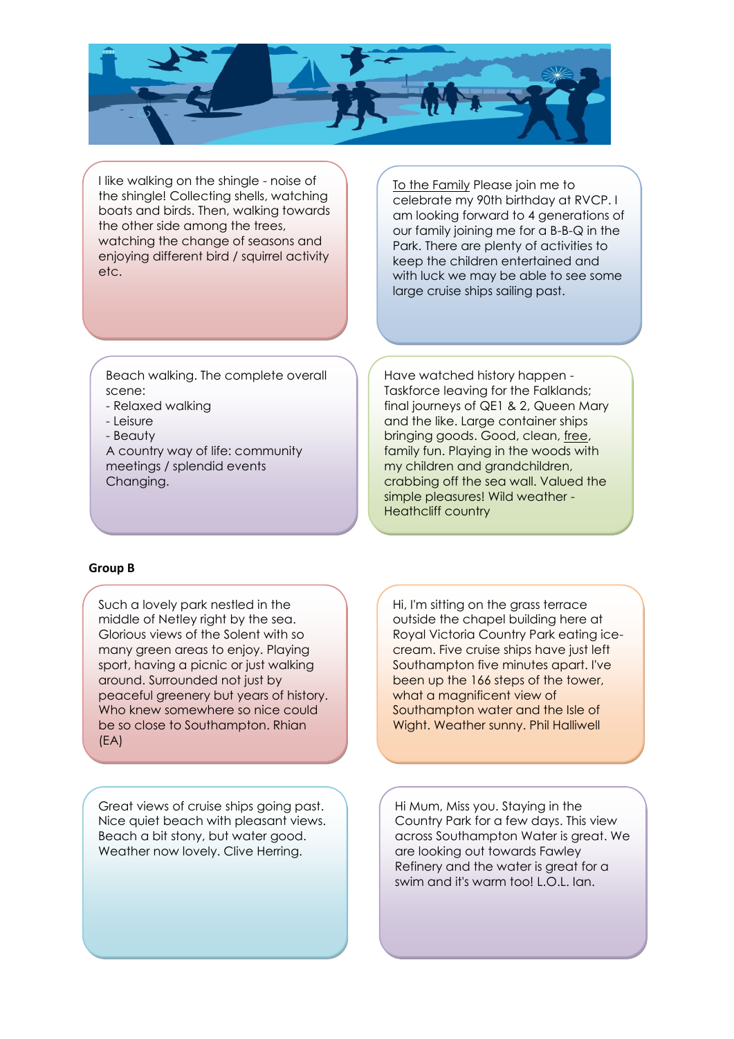I like walking on the shingle - noise of the shingle! Collecting shells, watching boats and birds. Then, walking towards the other side among the trees, watching the change of seasons and enjoying different bird / squirrel activity etc.

<u>To the Family</u> Please join me to celebrate my 90th birthday at RVCP. I am looking forward to 4 generations of our family joining me for a B-B-Q in the Park. There are plenty of activities to keep the children entertained and with luck we may be able to see some large cruise ships sailing past.

Beach walking. The complete overall scene:
- Relaxed walking
- Leisure
- Beauty

A country way of life: community meetings / splendid events
Changing.

Have watched history happen - Taskforce leaving for the Falklands; final journeys of QE1 & 2, Queen Mary and the like. Large container ships bringing goods. Good, clean, <u>free</u>, family fun. Playing in the woods with my children and grandchildren, crabbing off the sea wall. Valued the simple pleasures! Wild weather - Heathcliff country

**Group B**

Such a lovely park nestled in the middle of Netley right by the sea. Glorious views of the Solent with so many green areas to enjoy. Playing sport, having a picnic or just walking around. Surrounded not just by peaceful greenery but years of history. Who knew somewhere so nice could be so close to Southampton. Rhian (EA)

Hi, I'm sitting on the grass terrace outside the chapel building here at Royal Victoria Country Park eating ice-cream. Five cruise ships have just left Southampton five minutes apart. I've been up the 166 steps of the tower, what a magnificent view of Southampton water and the Isle of Wight. Weather sunny. Phil Halliwell

Great views of cruise ships going past. Nice quiet beach with pleasant views. Beach a bit stony, but water good. Weather now lovely. Clive Herring.

Hi Mum, Miss you. Staying in the Country Park for a few days. This view across Southampton Water is great. We are looking out towards Fawley Refinery and the water is great for a swim and it's warm too! L.O.L. Ian.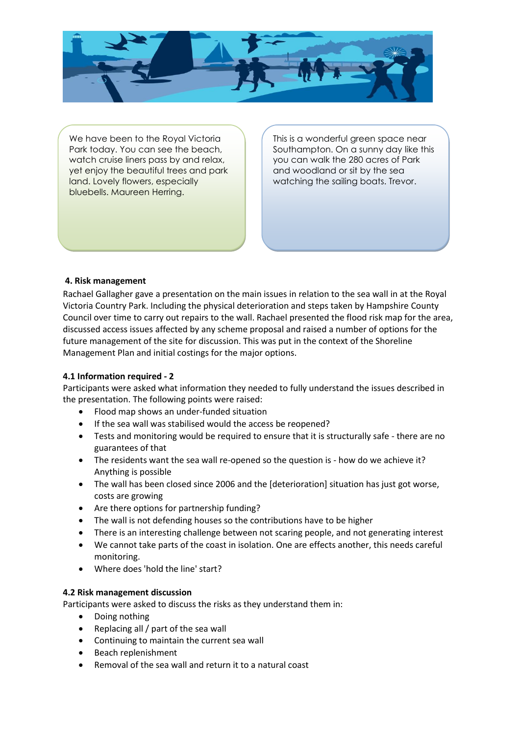We have been to the Royal Victoria Park today. You can see the beach, watch cruise liners pass by and relax, yet enjoy the beautiful trees and park land. Lovely flowers, especially bluebells. Maureen Herring.

This is a wonderful green space near Southampton. On a sunny day like this you can walk the 280 acres of Park and woodland or sit by the sea watching the sailing boats. Trevor.

#### 4. Risk management

Rachael Gallagher gave a presentation on the main issues in relation to the sea wall in at the Royal Victoria Country Park. Including the physical deterioration and steps taken by Hampshire County Council over time to carry out repairs to the wall. Rachael presented the flood risk map for the area, discussed access issues affected by any scheme proposal and raised a number of options for the future management of the site for discussion. This was put in the context of the Shoreline Management Plan and initial costings for the major options.

#### 4.1 Information required - 2

Participants were asked what information they needed to fully understand the issues described in the presentation. The following points were raised:

- Flood map shows an under-funded situation
- If the sea wall was stabilised would the access be reopened?
- Tests and monitoring would be required to ensure that it is structurally safe - there are no guarantees of that
- The residents want the sea wall re-opened so the question is - how do we achieve it? Anything is possible
- The wall has been closed since 2006 and the [deterioration] situation has just got worse, costs are growing
- Are there options for partnership funding?
- The wall is not defending houses so the contributions have to be higher
- There is an interesting challenge between not scaring people, and not generating interest
- We cannot take parts of the coast in isolation. One are effects another, this needs careful monitoring.
- Where does 'hold the line' start?

#### 4.2 Risk management discussion

Participants were asked to discuss the risks as they understand them in:

- Doing nothing
- Replacing all / part of the sea wall
- Continuing to maintain the current sea wall
- Beach replenishment
- Removal of the sea wall and return it to a natural coast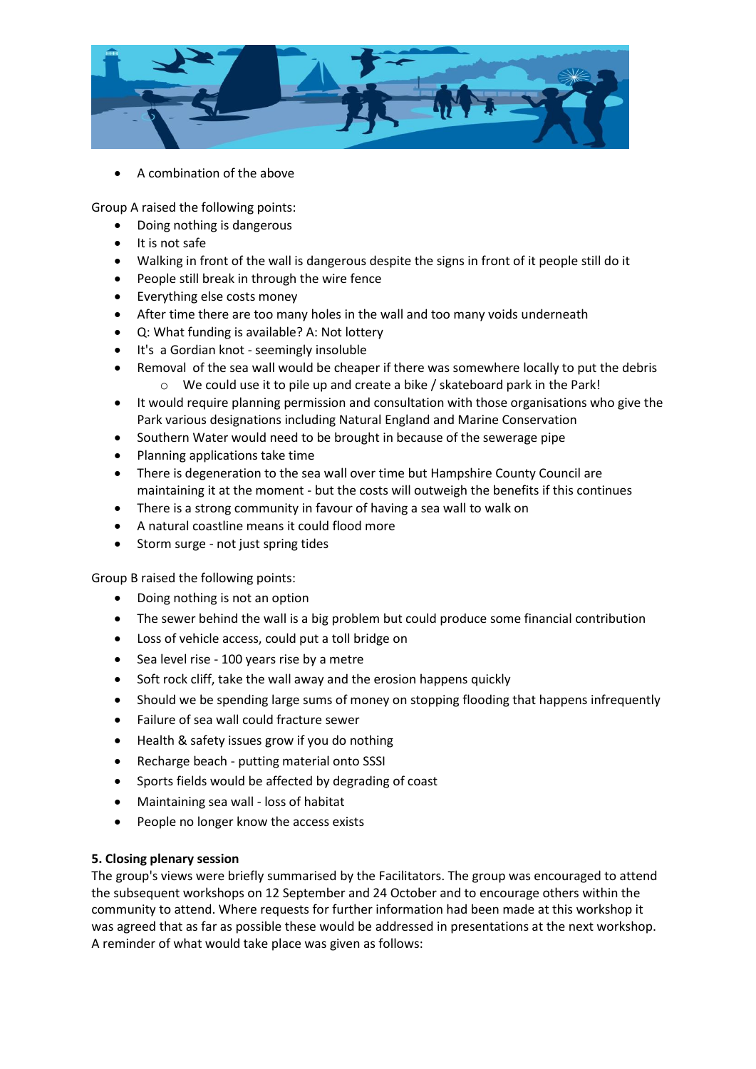- A combination of the above

Group A raised the following points:

- Doing nothing is dangerous
- It is not safe
- Walking in front of the wall is dangerous despite the signs in front of it people still do it
- People still break in through the wire fence
- Everything else costs money
- After time there are too many holes in the wall and too many voids underneath
- Q: What funding is available? A: Not lottery
- It's a Gordian knot - seemingly insoluble
- Removal of the sea wall would be cheaper if there was somewhere locally to put the debris
    - We could use it to pile up and create a bike / skateboard park in the Park!
- It would require planning permission and consultation with those organisations who give the Park various designations including Natural England and Marine Conservation
- Southern Water would need to be brought in because of the sewerage pipe
- Planning applications take time
- There is degeneration to the sea wall over time but Hampshire County Council are maintaining it at the moment - but the costs will outweigh the benefits if this continues
- There is a strong community in favour of having a sea wall to walk on
- A natural coastline means it could flood more
- Storm surge - not just spring tides

Group B raised the following points:

- Doing nothing is not an option
- The sewer behind the wall is a big problem but could produce some financial contribution
- Loss of vehicle access, could put a toll bridge on
- Sea level rise - 100 years rise by a metre
- Soft rock cliff, take the wall away and the erosion happens quickly
- Should we be spending large sums of money on stopping flooding that happens infrequently
- Failure of sea wall could fracture sewer
- Health & safety issues grow if you do nothing
- Recharge beach - putting material onto SSSI
- Sports fields would be affected by degrading of coast
- Maintaining sea wall - loss of habitat
- People no longer know the access exists

**5. Closing plenary session**

The group's views were briefly summarised by the Facilitators. The group was encouraged to attend the subsequent workshops on 12 September and 24 October and to encourage others within the community to attend. Where requests for further information had been made at this workshop it was agreed that as far as possible these would be addressed in presentations at the next workshop. A reminder of what would take place was given as follows: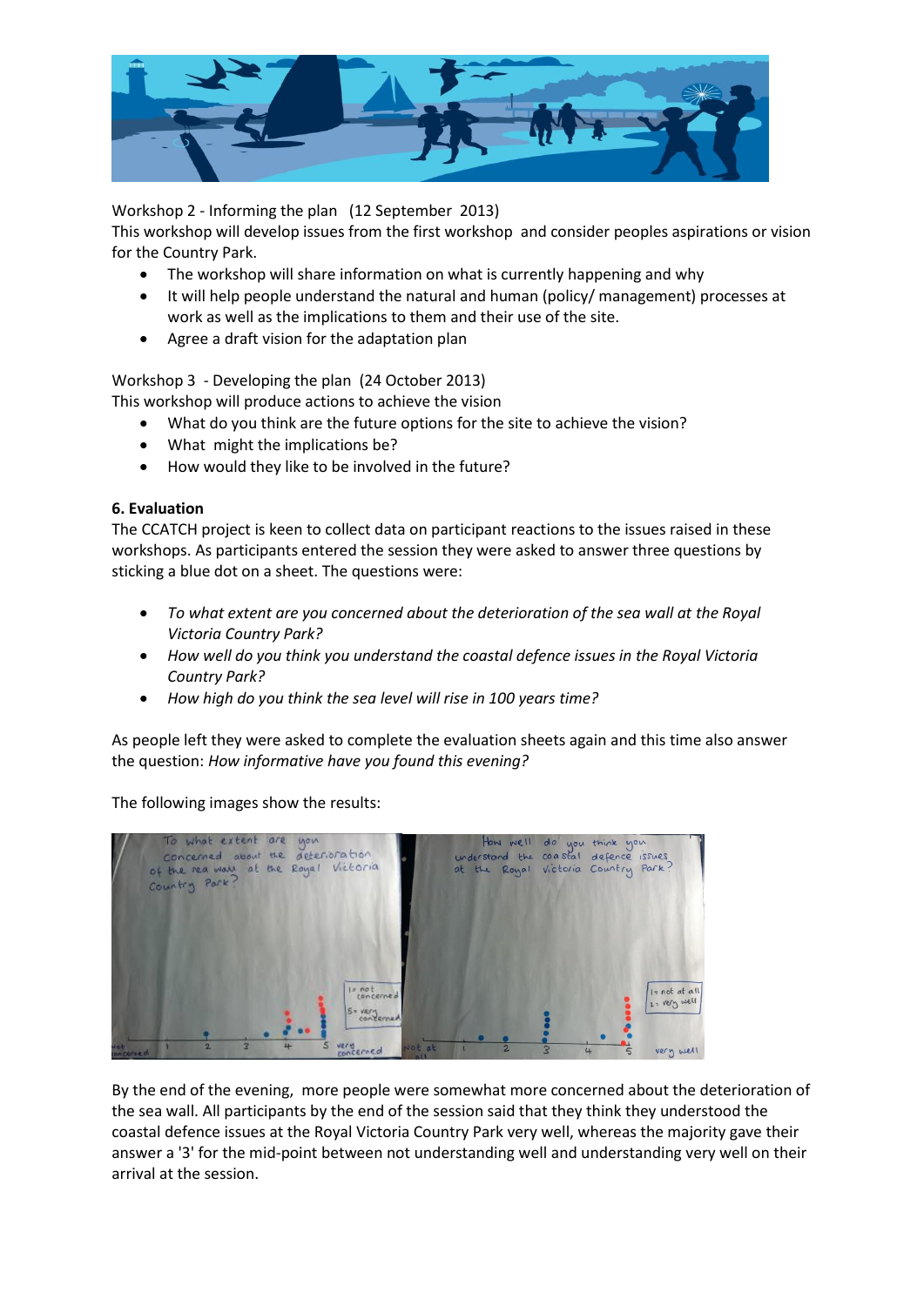Workshop 2 - Informing the plan (12 September 2013)
This workshop will develop issues from the first workshop and consider peoples aspirations or vision for the Country Park.

- The workshop will share information on what is currently happening and why
- It will help people understand the natural and human (policy/ management) processes at work as well as the implications to them and their use of the site.
- Agree a draft vision for the adaptation plan

Workshop 3 - Developing the plan (24 October 2013)
This workshop will produce actions to achieve the vision

- What do you think are the future options for the site to achieve the vision?
- What might the implications be?
- How would they like to be involved in the future?

**6. Evaluation**

The CCATCH project is keen to collect data on participant reactions to the issues raised in these workshops. As participants entered the session they were asked to answer three questions by sticking a blue dot on a sheet. The questions were:

- *To what extent are you concerned about the deterioration of the sea wall at the Royal Victoria Country Park?*
- *How well do you think you understand the coastal defence issues in the Royal Victoria Country Park?*
- *How high do you think the sea level will rise in 100 years time?*

As people left they were asked to complete the evaluation sheets again and this time also answer the question: *How informative have you found this evening?*

The following images show the results:

By the end of the evening, more people were somewhat more concerned about the deterioration of the sea wall. All participants by the end of the session said that they think they understood the coastal defence issues at the Royal Victoria Country Park very well, whereas the majority gave their answer a '3' for the mid-point between not understanding well and understanding very well on their arrival at the session.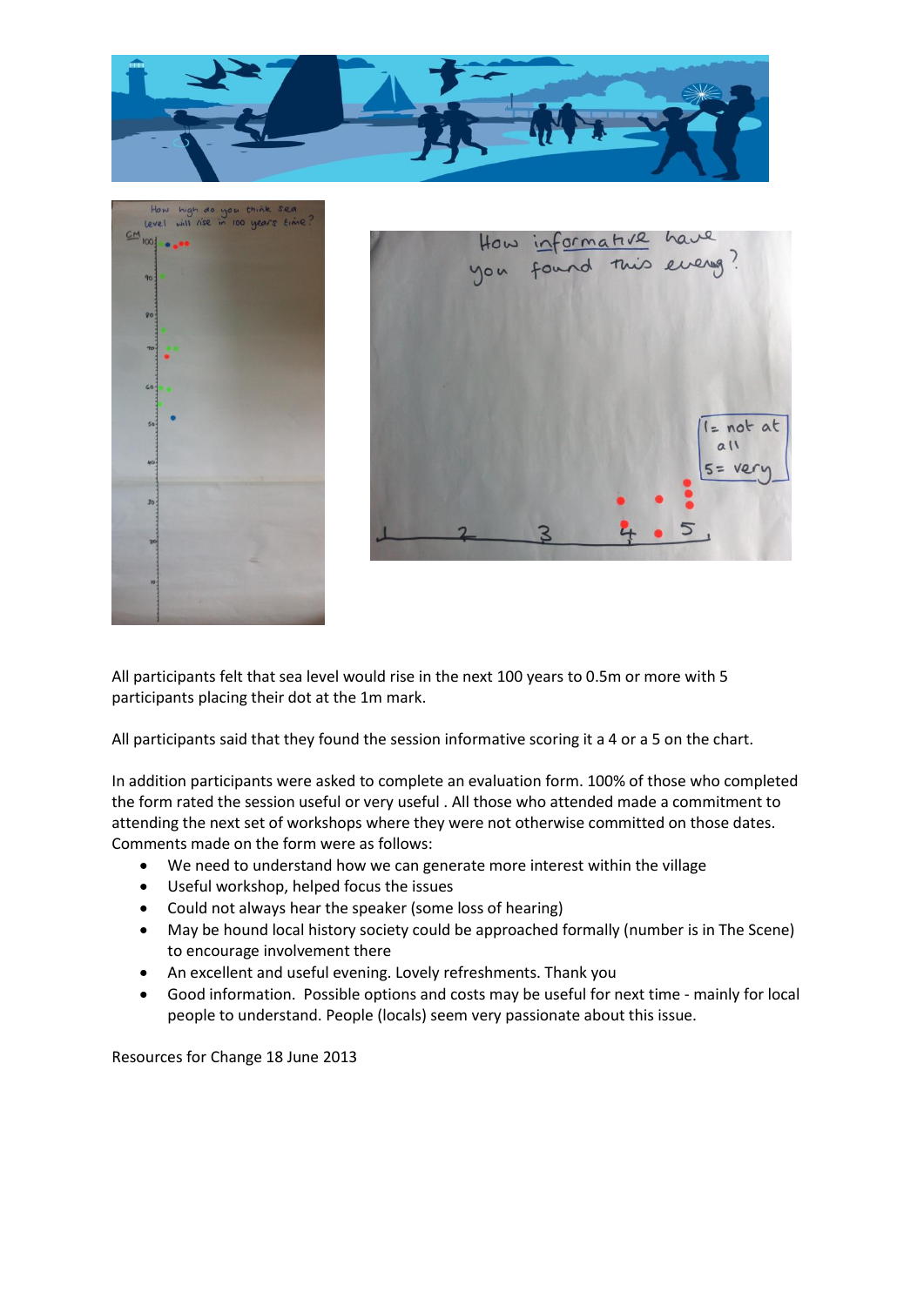All participants felt that sea level would rise in the next 100 years to 0.5m or more with 5 participants placing their dot at the 1m mark.

All participants said that they found the session informative scoring it a 4 or a 5 on the chart.

In addition participants were asked to complete an evaluation form. 100% of those who completed the form rated the session useful or very useful . All those who attended made a commitment to attending the next set of workshops where they were not otherwise committed on those dates. Comments made on the form were as follows:

- We need to understand how we can generate more interest within the village
- Useful workshop, helped focus the issues
- Could not always hear the speaker (some loss of hearing)
- May be hound local history society could be approached formally (number is in The Scene) to encourage involvement there
- An excellent and useful evening. Lovely refreshments. Thank you
- Good information. Possible options and costs may be useful for next time - mainly for local people to understand. People (locals) seem very passionate about this issue.

Resources for Change 18 June 2013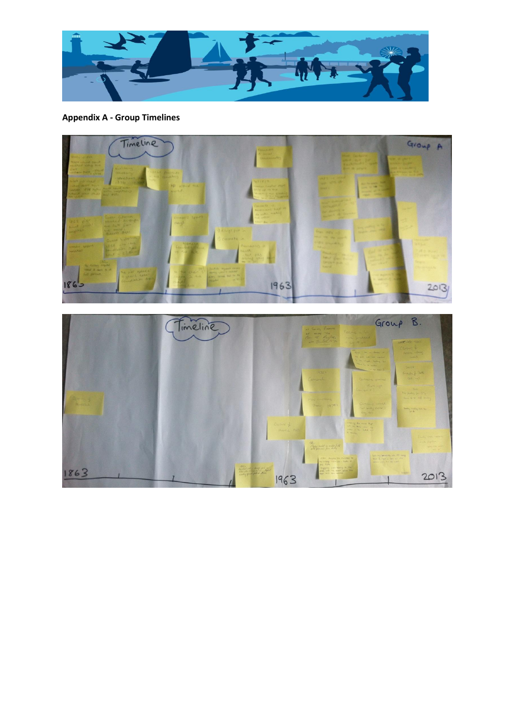## Appendix A - Group Timelines

Timeline

Group A

1863

1963

2013

Timeline

Group B.

1863

1963

2013